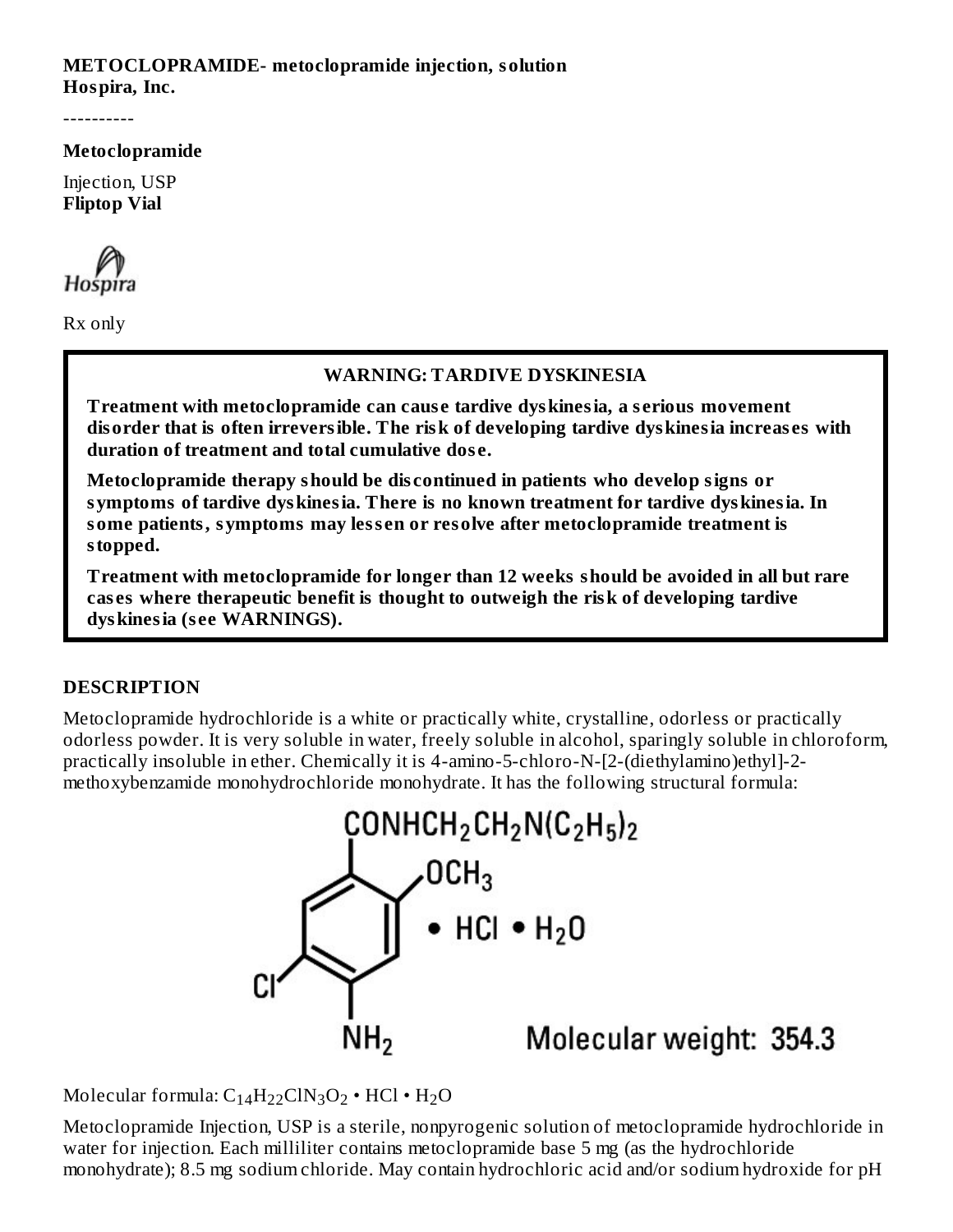**METOCLOPRAMIDE- metoclopramide injection, solution**
**Hospira, Inc.**

----------

**Metoclopramide**

Injection, USP
**Fliptop Vial**

Hospira

Rx only

> **WARNING: TARDIVE DYSKINESIA**
>
> **Treatment with metoclopramide can cause tardive dyskinesia, a serious movement disorder that is often irreversible. The risk of developing tardive dyskinesia increases with duration of treatment and total cumulative dose.**
>
> **Metoclopramide therapy should be discontinued in patients who develop signs or symptoms of tardive dyskinesia. There is no known treatment for tardive dyskinesia. In some patients, symptoms may lessen or resolve after metoclopramide treatment is stopped.**
>
> **Treatment with metoclopramide for longer than 12 weeks should be avoided in all but rare cases where therapeutic benefit is thought to outweigh the risk of developing tardive dyskinesia (see WARNINGS).**

## DESCRIPTION

Metoclopramide hydrochloride is a white or practically white, crystalline, odorless or practically odorless powder. It is very soluble in water, freely soluble in alcohol, sparingly soluble in chloroform, practically insoluble in ether. Chemically it is 4-amino-5-chloro-N-[2-(diethylamino)ethyl]-2-methoxybenzamide monohydrochloride monohydrate. It has the following structural formula:

$CONHCH_2CH_2N(C_2H_5)_2$ ; $OCH_3$ ; $\bullet\ HCl \bullet H_2O$ ; Cl ; $NH_2$

Molecular weight: 354.3

Molecular formula: $C_{14}H_{22}ClN_3O_2 \bullet HCl \bullet H_2O$

Metoclopramide Injection, USP is a sterile, nonpyrogenic solution of metoclopramide hydrochloride in water for injection. Each milliliter contains metoclopramide base 5 mg (as the hydrochloride monohydrate); 8.5 mg sodium chloride. May contain hydrochloric acid and/or sodium hydroxide for pH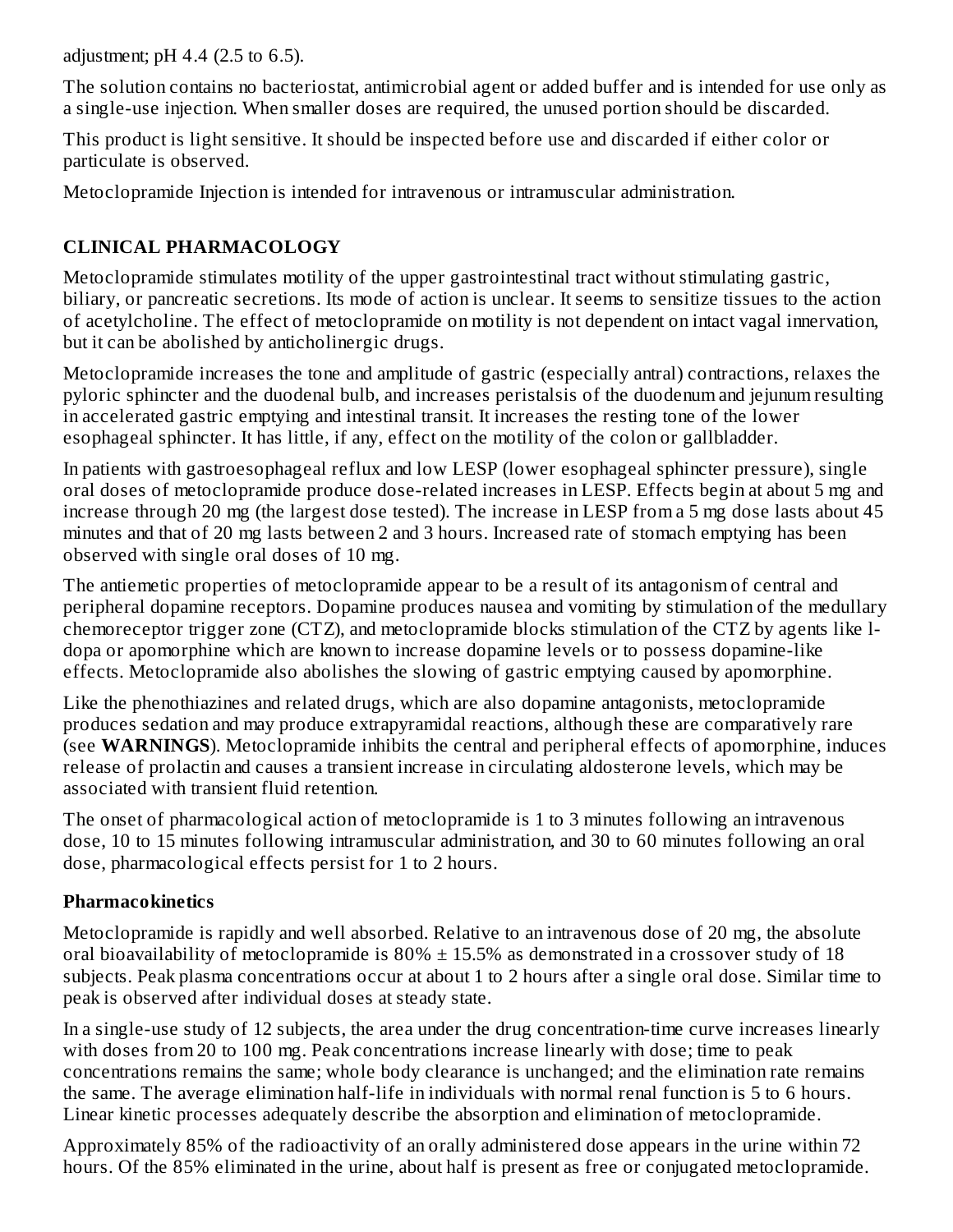adjustment; pH 4.4 (2.5 to 6.5).

The solution contains no bacteriostat, antimicrobial agent or added buffer and is intended for use only as a single-use injection. When smaller doses are required, the unused portion should be discarded.

This product is light sensitive. It should be inspected before use and discarded if either color or particulate is observed.

Metoclopramide Injection is intended for intravenous or intramuscular administration.

## CLINICAL PHARMACOLOGY

Metoclopramide stimulates motility of the upper gastrointestinal tract without stimulating gastric, biliary, or pancreatic secretions. Its mode of action is unclear. It seems to sensitize tissues to the action of acetylcholine. The effect of metoclopramide on motility is not dependent on intact vagal innervation, but it can be abolished by anticholinergic drugs.

Metoclopramide increases the tone and amplitude of gastric (especially antral) contractions, relaxes the pyloric sphincter and the duodenal bulb, and increases peristalsis of the duodenum and jejunum resulting in accelerated gastric emptying and intestinal transit. It increases the resting tone of the lower esophageal sphincter. It has little, if any, effect on the motility of the colon or gallbladder.

In patients with gastroesophageal reflux and low LESP (lower esophageal sphincter pressure), single oral doses of metoclopramide produce dose-related increases in LESP. Effects begin at about 5 mg and increase through 20 mg (the largest dose tested). The increase in LESP from a 5 mg dose lasts about 45 minutes and that of 20 mg lasts between 2 and 3 hours. Increased rate of stomach emptying has been observed with single oral doses of 10 mg.

The antiemetic properties of metoclopramide appear to be a result of its antagonism of central and peripheral dopamine receptors. Dopamine produces nausea and vomiting by stimulation of the medullary chemoreceptor trigger zone (CTZ), and metoclopramide blocks stimulation of the CTZ by agents like l-dopa or apomorphine which are known to increase dopamine levels or to possess dopamine-like effects. Metoclopramide also abolishes the slowing of gastric emptying caused by apomorphine.

Like the phenothiazines and related drugs, which are also dopamine antagonists, metoclopramide produces sedation and may produce extrapyramidal reactions, although these are comparatively rare (see **WARNINGS**). Metoclopramide inhibits the central and peripheral effects of apomorphine, induces release of prolactin and causes a transient increase in circulating aldosterone levels, which may be associated with transient fluid retention.

The onset of pharmacological action of metoclopramide is 1 to 3 minutes following an intravenous dose, 10 to 15 minutes following intramuscular administration, and 30 to 60 minutes following an oral dose, pharmacological effects persist for 1 to 2 hours.

### Pharmacokinetics

Metoclopramide is rapidly and well absorbed. Relative to an intravenous dose of 20 mg, the absolute oral bioavailability of metoclopramide is 80% ± 15.5% as demonstrated in a crossover study of 18 subjects. Peak plasma concentrations occur at about 1 to 2 hours after a single oral dose. Similar time to peak is observed after individual doses at steady state.

In a single-use study of 12 subjects, the area under the drug concentration-time curve increases linearly with doses from 20 to 100 mg. Peak concentrations increase linearly with dose; time to peak concentrations remains the same; whole body clearance is unchanged; and the elimination rate remains the same. The average elimination half-life in individuals with normal renal function is 5 to 6 hours. Linear kinetic processes adequately describe the absorption and elimination of metoclopramide.

Approximately 85% of the radioactivity of an orally administered dose appears in the urine within 72 hours. Of the 85% eliminated in the urine, about half is present as free or conjugated metoclopramide.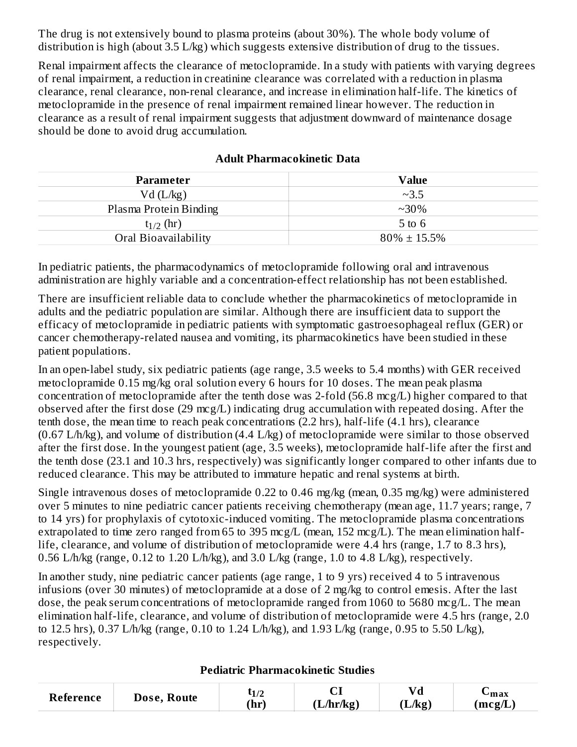The drug is not extensively bound to plasma proteins (about 30%). The whole body volume of distribution is high (about 3.5 L/kg) which suggests extensive distribution of drug to the tissues.

Renal impairment affects the clearance of metoclopramide. In a study with patients with varying degrees of renal impairment, a reduction in creatinine clearance was correlated with a reduction in plasma clearance, renal clearance, non-renal clearance, and increase in elimination half-life. The kinetics of metoclopramide in the presence of renal impairment remained linear however. The reduction in clearance as a result of renal impairment suggests that adjustment downward of maintenance dosage should be done to avoid drug accumulation.

**Adult Pharmacokinetic Data**

| Parameter | Value |
|---|---|
| Vd (L/kg) | ~3.5 |
| Plasma Protein Binding | ~30% |
| $t_{1/2}$ (hr) | 5 to 6 |
| Oral Bioavailability | 80% ± 15.5% |

In pediatric patients, the pharmacodynamics of metoclopramide following oral and intravenous administration are highly variable and a concentration-effect relationship has not been established.

There are insufficient reliable data to conclude whether the pharmacokinetics of metoclopramide in adults and the pediatric population are similar. Although there are insufficient data to support the efficacy of metoclopramide in pediatric patients with symptomatic gastroesophageal reflux (GER) or cancer chemotherapy-related nausea and vomiting, its pharmacokinetics have been studied in these patient populations.

In an open-label study, six pediatric patients (age range, 3.5 weeks to 5.4 months) with GER received metoclopramide 0.15 mg/kg oral solution every 6 hours for 10 doses. The mean peak plasma concentration of metoclopramide after the tenth dose was 2-fold (56.8 mcg/L) higher compared to that observed after the first dose (29 mcg/L) indicating drug accumulation with repeated dosing. After the tenth dose, the mean time to reach peak concentrations (2.2 hrs), half-life (4.1 hrs), clearance (0.67 L/h/kg), and volume of distribution (4.4 L/kg) of metoclopramide were similar to those observed after the first dose. In the youngest patient (age, 3.5 weeks), metoclopramide half-life after the first and the tenth dose (23.1 and 10.3 hrs, respectively) was significantly longer compared to other infants due to reduced clearance. This may be attributed to immature hepatic and renal systems at birth.

Single intravenous doses of metoclopramide 0.22 to 0.46 mg/kg (mean, 0.35 mg/kg) were administered over 5 minutes to nine pediatric cancer patients receiving chemotherapy (mean age, 11.7 years; range, 7 to 14 yrs) for prophylaxis of cytotoxic-induced vomiting. The metoclopramide plasma concentrations extrapolated to time zero ranged from 65 to 395 mcg/L (mean, 152 mcg/L). The mean elimination half-life, clearance, and volume of distribution of metoclopramide were 4.4 hrs (range, 1.7 to 8.3 hrs), 0.56 L/h/kg (range, 0.12 to 1.20 L/h/kg), and 3.0 L/kg (range, 1.0 to 4.8 L/kg), respectively.

In another study, nine pediatric cancer patients (age range, 1 to 9 yrs) received 4 to 5 intravenous infusions (over 30 minutes) of metoclopramide at a dose of 2 mg/kg to control emesis. After the last dose, the peak serum concentrations of metoclopramide ranged from 1060 to 5680 mcg/L. The mean elimination half-life, clearance, and volume of distribution of metoclopramide were 4.5 hrs (range, 2.0 to 12.5 hrs), 0.37 L/h/kg (range, 0.10 to 1.24 L/h/kg), and 1.93 L/kg (range, 0.95 to 5.50 L/kg), respectively.

**Pediatric Pharmacokinetic Studies**

| Reference | Dose, Route | $t_{1/2}$ (hr) | Cl (L/hr/kg) | Vd (L/kg) | $C_{max}$ (mcg/L) |
|---|---|---|---|---|---|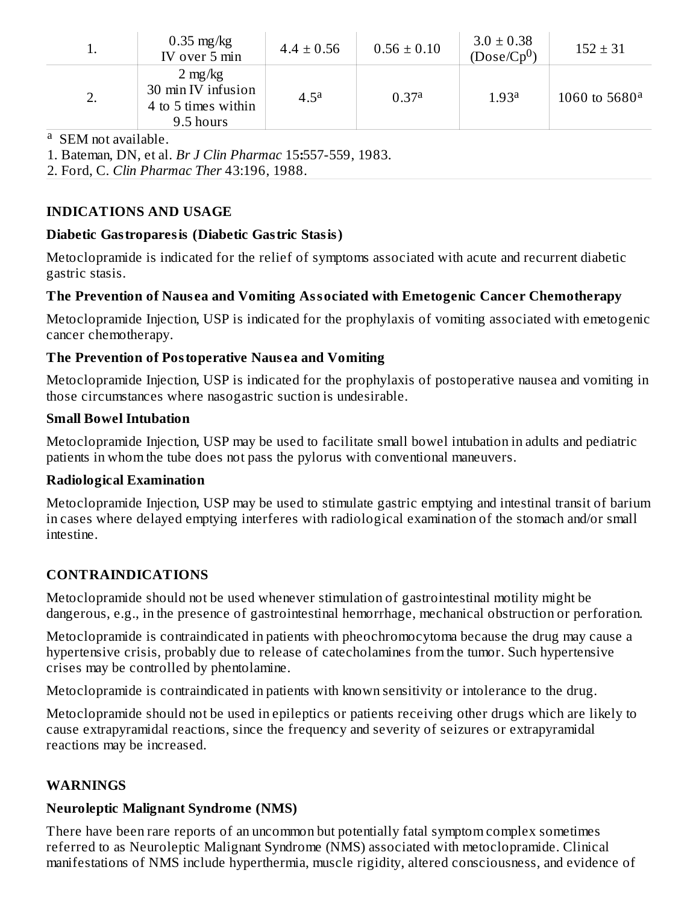| | | | | | |
|---|---|---|---|---|---|
| 1. | 0.35 mg/kg IV over 5 min | 4.4 ± 0.56 | 0.56 ± 0.10 | 3.0 ± 0.38 (Dose/$Cp^0$) | 152 ± 31 |
| 2. | 2 mg/kg 30 min IV infusion 4 to 5 times within 9.5 hours | 4.5[a] | 0.37[a] | 1.93[a] | 1060 to 5680[a] |

[a] SEM not available.

1. Bateman, DN, et al. *Br J Clin Pharmac* 15**:**557-559, 1983.

2. Ford, C. *Clin Pharmac Ther* 43:196, 1988.

## INDICATIONS AND USAGE

### Diabetic Gastroparesis (Diabetic Gastric Stasis)

Metoclopramide is indicated for the relief of symptoms associated with acute and recurrent diabetic gastric stasis.

### The Prevention of Nausea and Vomiting Associated with Emetogenic Cancer Chemotherapy

Metoclopramide Injection, USP is indicated for the prophylaxis of vomiting associated with emetogenic cancer chemotherapy.

### The Prevention of Postoperative Nausea and Vomiting

Metoclopramide Injection, USP is indicated for the prophylaxis of postoperative nausea and vomiting in those circumstances where nasogastric suction is undesirable.

### Small Bowel Intubation

Metoclopramide Injection, USP may be used to facilitate small bowel intubation in adults and pediatric patients in whom the tube does not pass the pylorus with conventional maneuvers.

### Radiological Examination

Metoclopramide Injection, USP may be used to stimulate gastric emptying and intestinal transit of barium in cases where delayed emptying interferes with radiological examination of the stomach and/or small intestine.

## CONTRAINDICATIONS

Metoclopramide should not be used whenever stimulation of gastrointestinal motility might be dangerous, e.g., in the presence of gastrointestinal hemorrhage, mechanical obstruction or perforation.

Metoclopramide is contraindicated in patients with pheochromocytoma because the drug may cause a hypertensive crisis, probably due to release of catecholamines from the tumor. Such hypertensive crises may be controlled by phentolamine.

Metoclopramide is contraindicated in patients with known sensitivity or intolerance to the drug.

Metoclopramide should not be used in epileptics or patients receiving other drugs which are likely to cause extrapyramidal reactions, since the frequency and severity of seizures or extrapyramidal reactions may be increased.

## WARNINGS

### Neuroleptic Malignant Syndrome (NMS)

There have been rare reports of an uncommon but potentially fatal symptom complex sometimes referred to as Neuroleptic Malignant Syndrome (NMS) associated with metoclopramide. Clinical manifestations of NMS include hyperthermia, muscle rigidity, altered consciousness, and evidence of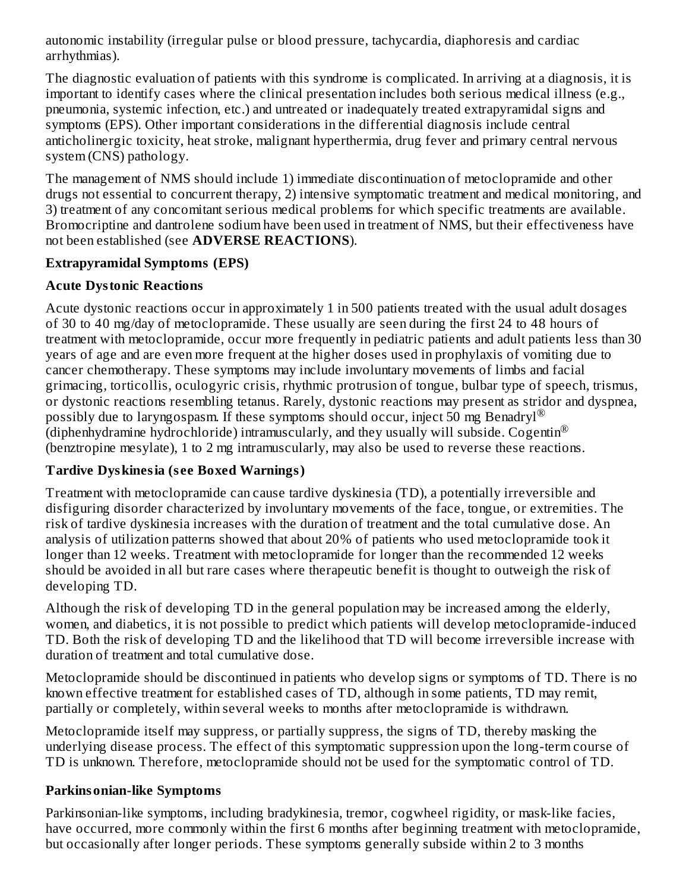autonomic instability (irregular pulse or blood pressure, tachycardia, diaphoresis and cardiac arrhythmias).

The diagnostic evaluation of patients with this syndrome is complicated. In arriving at a diagnosis, it is important to identify cases where the clinical presentation includes both serious medical illness (e.g., pneumonia, systemic infection, etc.) and untreated or inadequately treated extrapyramidal signs and symptoms (EPS). Other important considerations in the differential diagnosis include central anticholinergic toxicity, heat stroke, malignant hyperthermia, drug fever and primary central nervous system (CNS) pathology.

The management of NMS should include 1) immediate discontinuation of metoclopramide and other drugs not essential to concurrent therapy, 2) intensive symptomatic treatment and medical monitoring, and 3) treatment of any concomitant serious medical problems for which specific treatments are available. Bromocriptine and dantrolene sodium have been used in treatment of NMS, but their effectiveness have not been established (see **ADVERSE REACTIONS**).

**Extrapyramidal Symptoms (EPS)**

**Acute Dystonic Reactions**

Acute dystonic reactions occur in approximately 1 in 500 patients treated with the usual adult dosages of 30 to 40 mg/day of metoclopramide. These usually are seen during the first 24 to 48 hours of treatment with metoclopramide, occur more frequently in pediatric patients and adult patients less than 30 years of age and are even more frequent at the higher doses used in prophylaxis of vomiting due to cancer chemotherapy. These symptoms may include involuntary movements of limbs and facial grimacing, torticollis, oculogyric crisis, rhythmic protrusion of tongue, bulbar type of speech, trismus, or dystonic reactions resembling tetanus. Rarely, dystonic reactions may present as stridor and dyspnea, possibly due to laryngospasm. If these symptoms should occur, inject 50 mg Benadryl® (diphenhydramine hydrochloride) intramuscularly, and they usually will subside. Cogentin® (benztropine mesylate), 1 to 2 mg intramuscularly, may also be used to reverse these reactions.

**Tardive Dyskinesia (see Boxed Warnings)**

Treatment with metoclopramide can cause tardive dyskinesia (TD), a potentially irreversible and disfiguring disorder characterized by involuntary movements of the face, tongue, or extremities. The risk of tardive dyskinesia increases with the duration of treatment and the total cumulative dose. An analysis of utilization patterns showed that about 20% of patients who used metoclopramide took it longer than 12 weeks. Treatment with metoclopramide for longer than the recommended 12 weeks should be avoided in all but rare cases where therapeutic benefit is thought to outweigh the risk of developing TD.

Although the risk of developing TD in the general population may be increased among the elderly, women, and diabetics, it is not possible to predict which patients will develop metoclopramide-induced TD. Both the risk of developing TD and the likelihood that TD will become irreversible increase with duration of treatment and total cumulative dose.

Metoclopramide should be discontinued in patients who develop signs or symptoms of TD. There is no known effective treatment for established cases of TD, although in some patients, TD may remit, partially or completely, within several weeks to months after metoclopramide is withdrawn.

Metoclopramide itself may suppress, or partially suppress, the signs of TD, thereby masking the underlying disease process. The effect of this symptomatic suppression upon the long-term course of TD is unknown. Therefore, metoclopramide should not be used for the symptomatic control of TD.

**Parkinsonian-like Symptoms**

Parkinsonian-like symptoms, including bradykinesia, tremor, cogwheel rigidity, or mask-like facies, have occurred, more commonly within the first 6 months after beginning treatment with metoclopramide, but occasionally after longer periods. These symptoms generally subside within 2 to 3 months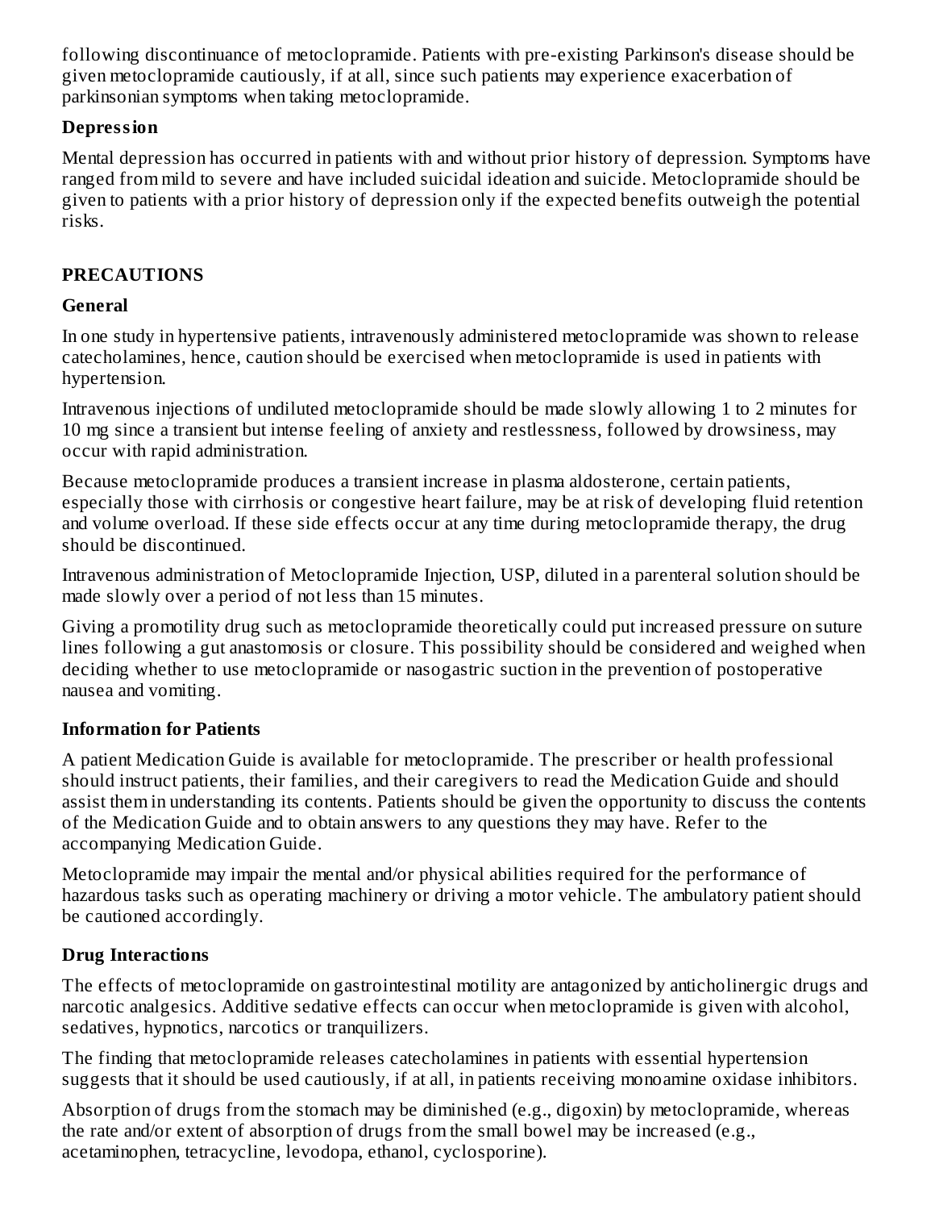following discontinuance of metoclopramide. Patients with pre-existing Parkinson's disease should be given metoclopramide cautiously, if at all, since such patients may experience exacerbation of parkinsonian symptoms when taking metoclopramide.

### Depression

Mental depression has occurred in patients with and without prior history of depression. Symptoms have ranged from mild to severe and have included suicidal ideation and suicide. Metoclopramide should be given to patients with a prior history of depression only if the expected benefits outweigh the potential risks.

## PRECAUTIONS

### General

In one study in hypertensive patients, intravenously administered metoclopramide was shown to release catecholamines, hence, caution should be exercised when metoclopramide is used in patients with hypertension.

Intravenous injections of undiluted metoclopramide should be made slowly allowing 1 to 2 minutes for 10 mg since a transient but intense feeling of anxiety and restlessness, followed by drowsiness, may occur with rapid administration.

Because metoclopramide produces a transient increase in plasma aldosterone, certain patients, especially those with cirrhosis or congestive heart failure, may be at risk of developing fluid retention and volume overload. If these side effects occur at any time during metoclopramide therapy, the drug should be discontinued.

Intravenous administration of Metoclopramide Injection, USP, diluted in a parenteral solution should be made slowly over a period of not less than 15 minutes.

Giving a promotility drug such as metoclopramide theoretically could put increased pressure on suture lines following a gut anastomosis or closure. This possibility should be considered and weighed when deciding whether to use metoclopramide or nasogastric suction in the prevention of postoperative nausea and vomiting.

### Information for Patients

A patient Medication Guide is available for metoclopramide. The prescriber or health professional should instruct patients, their families, and their caregivers to read the Medication Guide and should assist them in understanding its contents. Patients should be given the opportunity to discuss the contents of the Medication Guide and to obtain answers to any questions they may have. Refer to the accompanying Medication Guide.

Metoclopramide may impair the mental and/or physical abilities required for the performance of hazardous tasks such as operating machinery or driving a motor vehicle. The ambulatory patient should be cautioned accordingly.

### Drug Interactions

The effects of metoclopramide on gastrointestinal motility are antagonized by anticholinergic drugs and narcotic analgesics. Additive sedative effects can occur when metoclopramide is given with alcohol, sedatives, hypnotics, narcotics or tranquilizers.

The finding that metoclopramide releases catecholamines in patients with essential hypertension suggests that it should be used cautiously, if at all, in patients receiving monoamine oxidase inhibitors.

Absorption of drugs from the stomach may be diminished (e.g., digoxin) by metoclopramide, whereas the rate and/or extent of absorption of drugs from the small bowel may be increased (e.g., acetaminophen, tetracycline, levodopa, ethanol, cyclosporine).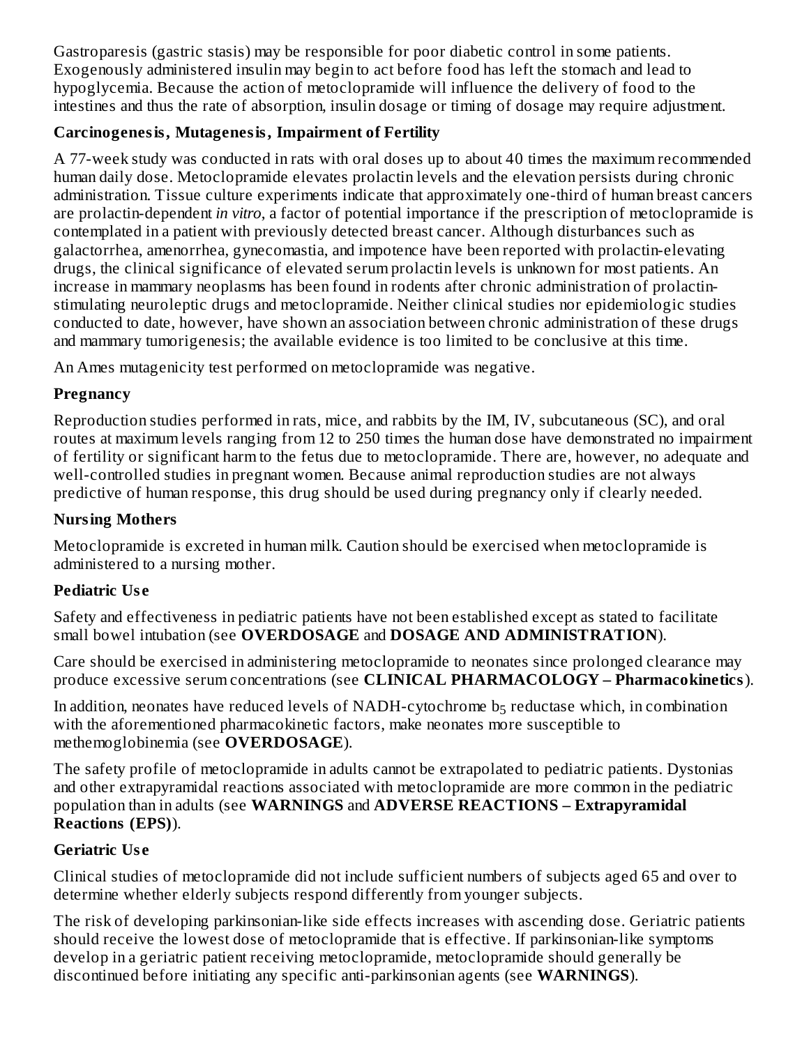Gastroparesis (gastric stasis) may be responsible for poor diabetic control in some patients. Exogenously administered insulin may begin to act before food has left the stomach and lead to hypoglycemia. Because the action of metoclopramide will influence the delivery of food to the intestines and thus the rate of absorption, insulin dosage or timing of dosage may require adjustment.

**Carcinogenesis, Mutagenesis, Impairment of Fertility**

A 77-week study was conducted in rats with oral doses up to about 40 times the maximum recommended human daily dose. Metoclopramide elevates prolactin levels and the elevation persists during chronic administration. Tissue culture experiments indicate that approximately one-third of human breast cancers are prolactin-dependent *in vitro*, a factor of potential importance if the prescription of metoclopramide is contemplated in a patient with previously detected breast cancer. Although disturbances such as galactorrhea, amenorrhea, gynecomastia, and impotence have been reported with prolactin-elevating drugs, the clinical significance of elevated serum prolactin levels is unknown for most patients. An increase in mammary neoplasms has been found in rodents after chronic administration of prolactin-stimulating neuroleptic drugs and metoclopramide. Neither clinical studies nor epidemiologic studies conducted to date, however, have shown an association between chronic administration of these drugs and mammary tumorigenesis; the available evidence is too limited to be conclusive at this time.

An Ames mutagenicity test performed on metoclopramide was negative.

**Pregnancy**

Reproduction studies performed in rats, mice, and rabbits by the IM, IV, subcutaneous (SC), and oral routes at maximum levels ranging from 12 to 250 times the human dose have demonstrated no impairment of fertility or significant harm to the fetus due to metoclopramide. There are, however, no adequate and well-controlled studies in pregnant women. Because animal reproduction studies are not always predictive of human response, this drug should be used during pregnancy only if clearly needed.

**Nursing Mothers**

Metoclopramide is excreted in human milk. Caution should be exercised when metoclopramide is administered to a nursing mother.

**Pediatric Use**

Safety and effectiveness in pediatric patients have not been established except as stated to facilitate small bowel intubation (see **OVERDOSAGE** and **DOSAGE AND ADMINISTRATION**).

Care should be exercised in administering metoclopramide to neonates since prolonged clearance may produce excessive serum concentrations (see **CLINICAL PHARMACOLOGY – Pharmacokinetics**).

In addition, neonates have reduced levels of NADH-cytochrome $b_5$ reductase which, in combination with the aforementioned pharmacokinetic factors, make neonates more susceptible to methemoglobinemia (see **OVERDOSAGE**).

The safety profile of metoclopramide in adults cannot be extrapolated to pediatric patients. Dystonias and other extrapyramidal reactions associated with metoclopramide are more common in the pediatric population than in adults (see **WARNINGS** and **ADVERSE REACTIONS – Extrapyramidal Reactions (EPS)**).

**Geriatric Use**

Clinical studies of metoclopramide did not include sufficient numbers of subjects aged 65 and over to determine whether elderly subjects respond differently from younger subjects.

The risk of developing parkinsonian-like side effects increases with ascending dose. Geriatric patients should receive the lowest dose of metoclopramide that is effective. If parkinsonian-like symptoms develop in a geriatric patient receiving metoclopramide, metoclopramide should generally be discontinued before initiating any specific anti-parkinsonian agents (see **WARNINGS**).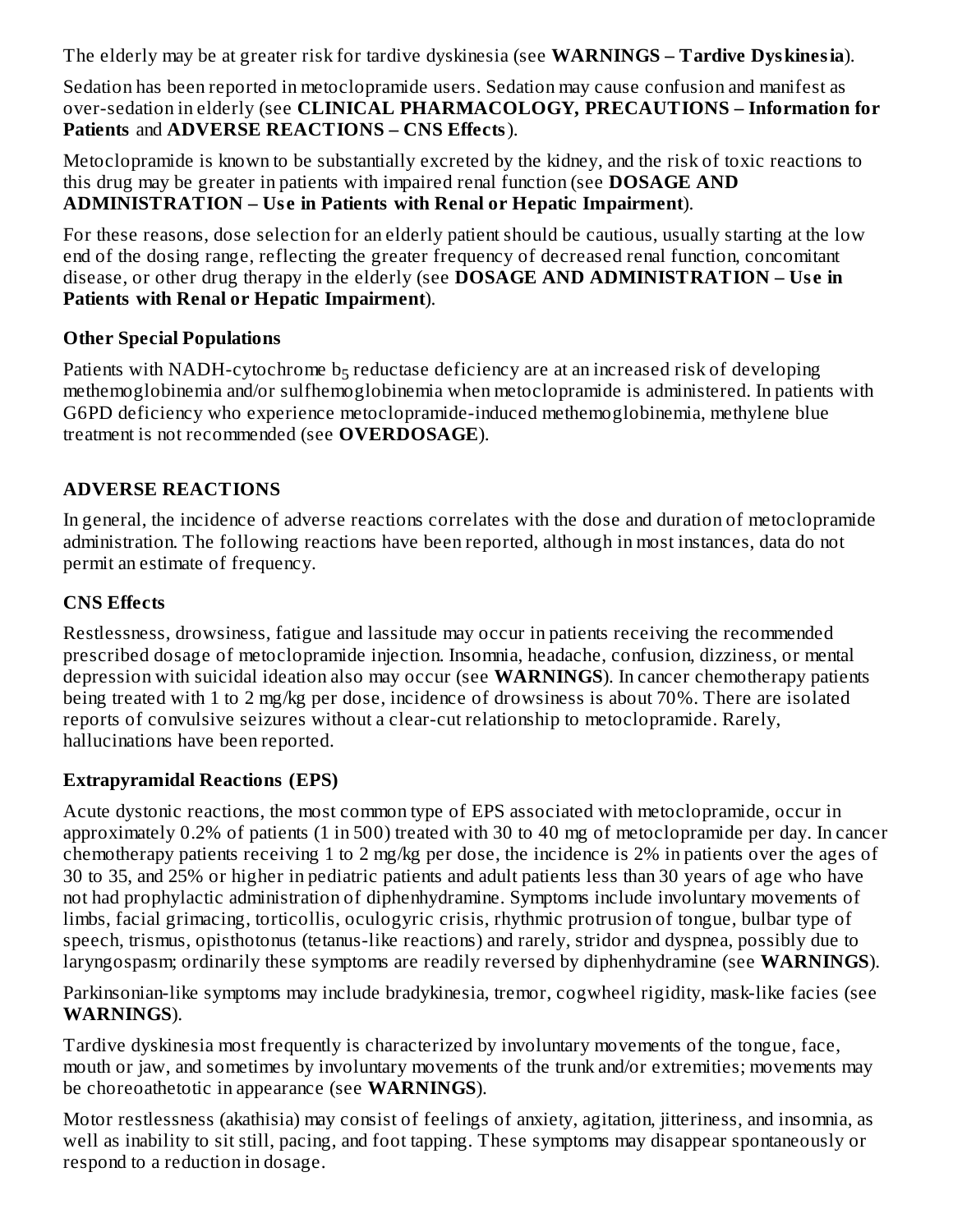The elderly may be at greater risk for tardive dyskinesia (see **WARNINGS – Tardive Dyskinesia**).

Sedation has been reported in metoclopramide users. Sedation may cause confusion and manifest as over-sedation in elderly (see **CLINICAL PHARMACOLOGY, PRECAUTIONS – Information for Patients** and **ADVERSE REACTIONS – CNS Effects**).

Metoclopramide is known to be substantially excreted by the kidney, and the risk of toxic reactions to this drug may be greater in patients with impaired renal function (see **DOSAGE AND ADMINISTRATION – Use in Patients with Renal or Hepatic Impairment**).

For these reasons, dose selection for an elderly patient should be cautious, usually starting at the low end of the dosing range, reflecting the greater frequency of decreased renal function, concomitant disease, or other drug therapy in the elderly (see **DOSAGE AND ADMINISTRATION – Use in Patients with Renal or Hepatic Impairment**).

**Other Special Populations**

Patients with NADH-cytochrome $b_5$ reductase deficiency are at an increased risk of developing methemoglobinemia and/or sulfhemoglobinemia when metoclopramide is administered. In patients with G6PD deficiency who experience metoclopramide-induced methemoglobinemia, methylene blue treatment is not recommended (see **OVERDOSAGE**).

## ADVERSE REACTIONS

In general, the incidence of adverse reactions correlates with the dose and duration of metoclopramide administration. The following reactions have been reported, although in most instances, data do not permit an estimate of frequency.

### CNS Effects

Restlessness, drowsiness, fatigue and lassitude may occur in patients receiving the recommended prescribed dosage of metoclopramide injection. Insomnia, headache, confusion, dizziness, or mental depression with suicidal ideation also may occur (see **WARNINGS**). In cancer chemotherapy patients being treated with 1 to 2 mg/kg per dose, incidence of drowsiness is about 70%. There are isolated reports of convulsive seizures without a clear-cut relationship to metoclopramide. Rarely, hallucinations have been reported.

### Extrapyramidal Reactions (EPS)

Acute dystonic reactions, the most common type of EPS associated with metoclopramide, occur in approximately 0.2% of patients (1 in 500) treated with 30 to 40 mg of metoclopramide per day. In cancer chemotherapy patients receiving 1 to 2 mg/kg per dose, the incidence is 2% in patients over the ages of 30 to 35, and 25% or higher in pediatric patients and adult patients less than 30 years of age who have not had prophylactic administration of diphenhydramine. Symptoms include involuntary movements of limbs, facial grimacing, torticollis, oculogyric crisis, rhythmic protrusion of tongue, bulbar type of speech, trismus, opisthotonus (tetanus-like reactions) and rarely, stridor and dyspnea, possibly due to laryngospasm; ordinarily these symptoms are readily reversed by diphenhydramine (see **WARNINGS**).

Parkinsonian-like symptoms may include bradykinesia, tremor, cogwheel rigidity, mask-like facies (see **WARNINGS**).

Tardive dyskinesia most frequently is characterized by involuntary movements of the tongue, face, mouth or jaw, and sometimes by involuntary movements of the trunk and/or extremities; movements may be choreoathetotic in appearance (see **WARNINGS**).

Motor restlessness (akathisia) may consist of feelings of anxiety, agitation, jitteriness, and insomnia, as well as inability to sit still, pacing, and foot tapping. These symptoms may disappear spontaneously or respond to a reduction in dosage.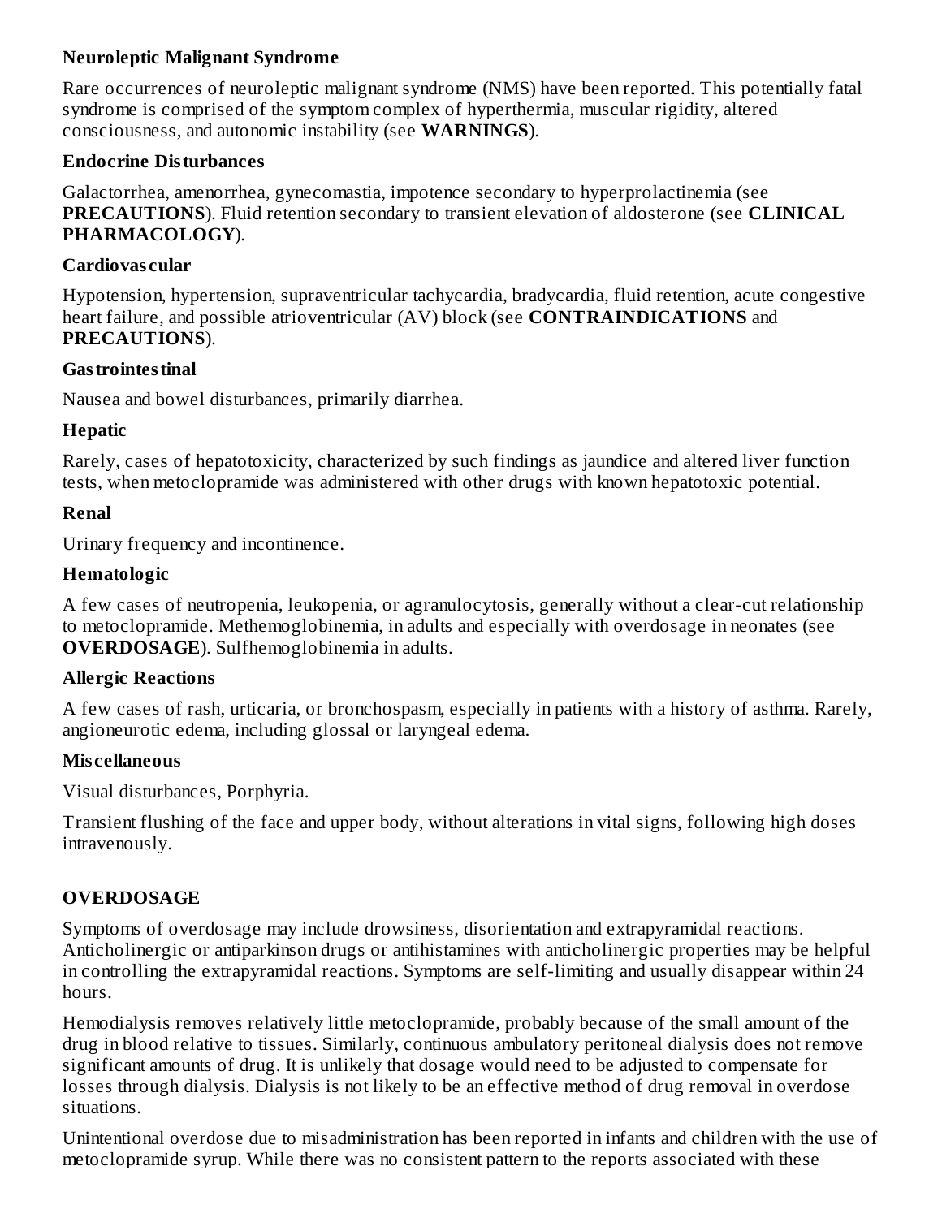**Neuroleptic Malignant Syndrome**

Rare occurrences of neuroleptic malignant syndrome (NMS) have been reported. This potentially fatal syndrome is comprised of the symptom complex of hyperthermia, muscular rigidity, altered consciousness, and autonomic instability (see **WARNINGS**).

**Endocrine Disturbances**

Galactorrhea, amenorrhea, gynecomastia, impotence secondary to hyperprolactinemia (see **PRECAUTIONS**). Fluid retention secondary to transient elevation of aldosterone (see **CLINICAL PHARMACOLOGY**).

**Cardiovascular**

Hypotension, hypertension, supraventricular tachycardia, bradycardia, fluid retention, acute congestive heart failure, and possible atrioventricular (AV) block (see **CONTRAINDICATIONS** and **PRECAUTIONS**).

**Gastrointestinal**

Nausea and bowel disturbances, primarily diarrhea.

**Hepatic**

Rarely, cases of hepatotoxicity, characterized by such findings as jaundice and altered liver function tests, when metoclopramide was administered with other drugs with known hepatotoxic potential.

**Renal**

Urinary frequency and incontinence.

**Hematologic**

A few cases of neutropenia, leukopenia, or agranulocytosis, generally without a clear-cut relationship to metoclopramide. Methemoglobinemia, in adults and especially with overdosage in neonates (see **OVERDOSAGE**). Sulfhemoglobinemia in adults.

**Allergic Reactions**

A few cases of rash, urticaria, or bronchospasm, especially in patients with a history of asthma. Rarely, angioneurotic edema, including glossal or laryngeal edema.

**Miscellaneous**

Visual disturbances, Porphyria.

Transient flushing of the face and upper body, without alterations in vital signs, following high doses intravenously.

## OVERDOSAGE

Symptoms of overdosage may include drowsiness, disorientation and extrapyramidal reactions. Anticholinergic or antiparkinson drugs or antihistamines with anticholinergic properties may be helpful in controlling the extrapyramidal reactions. Symptoms are self-limiting and usually disappear within 24 hours.

Hemodialysis removes relatively little metoclopramide, probably because of the small amount of the drug in blood relative to tissues. Similarly, continuous ambulatory peritoneal dialysis does not remove significant amounts of drug. It is unlikely that dosage would need to be adjusted to compensate for losses through dialysis. Dialysis is not likely to be an effective method of drug removal in overdose situations.

Unintentional overdose due to misadministration has been reported in infants and children with the use of metoclopramide syrup. While there was no consistent pattern to the reports associated with these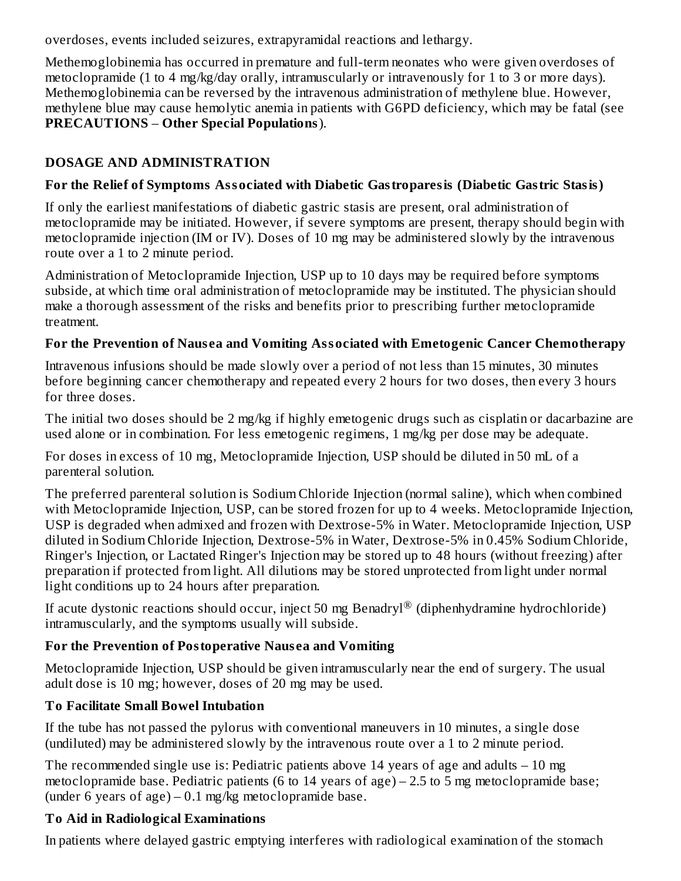overdoses, events included seizures, extrapyramidal reactions and lethargy.

Methemoglobinemia has occurred in premature and full-term neonates who were given overdoses of metoclopramide (1 to 4 mg/kg/day orally, intramuscularly or intravenously for 1 to 3 or more days). Methemoglobinemia can be reversed by the intravenous administration of methylene blue. However, methylene blue may cause hemolytic anemia in patients with G6PD deficiency, which may be fatal (see **PRECAUTIONS – Other Special Populations**).

## DOSAGE AND ADMINISTRATION

### For the Relief of Symptoms Associated with Diabetic Gastroparesis (Diabetic Gastric Stasis)

If only the earliest manifestations of diabetic gastric stasis are present, oral administration of metoclopramide may be initiated. However, if severe symptoms are present, therapy should begin with metoclopramide injection (IM or IV). Doses of 10 mg may be administered slowly by the intravenous route over a 1 to 2 minute period.

Administration of Metoclopramide Injection, USP up to 10 days may be required before symptoms subside, at which time oral administration of metoclopramide may be instituted. The physician should make a thorough assessment of the risks and benefits prior to prescribing further metoclopramide treatment.

### For the Prevention of Nausea and Vomiting Associated with Emetogenic Cancer Chemotherapy

Intravenous infusions should be made slowly over a period of not less than 15 minutes, 30 minutes before beginning cancer chemotherapy and repeated every 2 hours for two doses, then every 3 hours for three doses.

The initial two doses should be 2 mg/kg if highly emetogenic drugs such as cisplatin or dacarbazine are used alone or in combination. For less emetogenic regimens, 1 mg/kg per dose may be adequate.

For doses in excess of 10 mg, Metoclopramide Injection, USP should be diluted in 50 mL of a parenteral solution.

The preferred parenteral solution is Sodium Chloride Injection (normal saline), which when combined with Metoclopramide Injection, USP, can be stored frozen for up to 4 weeks. Metoclopramide Injection, USP is degraded when admixed and frozen with Dextrose-5% in Water. Metoclopramide Injection, USP diluted in Sodium Chloride Injection, Dextrose-5% in Water, Dextrose-5% in 0.45% Sodium Chloride, Ringer's Injection, or Lactated Ringer's Injection may be stored up to 48 hours (without freezing) after preparation if protected from light. All dilutions may be stored unprotected from light under normal light conditions up to 24 hours after preparation.

If acute dystonic reactions should occur, inject 50 mg Benadryl® (diphenhydramine hydrochloride) intramuscularly, and the symptoms usually will subside.

### For the Prevention of Postoperative Nausea and Vomiting

Metoclopramide Injection, USP should be given intramuscularly near the end of surgery. The usual adult dose is 10 mg; however, doses of 20 mg may be used.

### To Facilitate Small Bowel Intubation

If the tube has not passed the pylorus with conventional maneuvers in 10 minutes, a single dose (undiluted) may be administered slowly by the intravenous route over a 1 to 2 minute period.

The recommended single use is: Pediatric patients above 14 years of age and adults – 10 mg metoclopramide base. Pediatric patients (6 to 14 years of age) – 2.5 to 5 mg metoclopramide base; (under 6 years of age) – 0.1 mg/kg metoclopramide base.

### To Aid in Radiological Examinations

In patients where delayed gastric emptying interferes with radiological examination of the stomach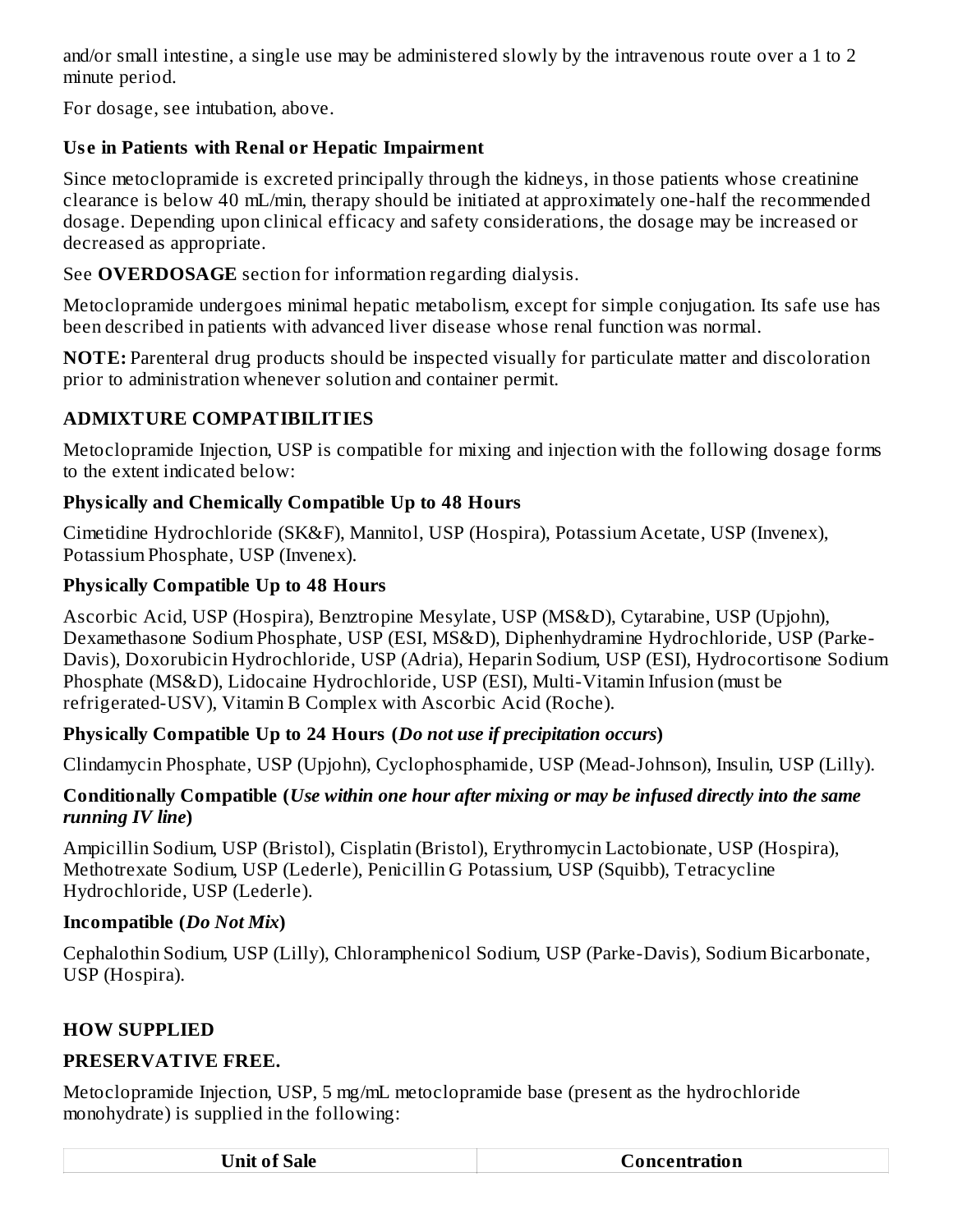and/or small intestine, a single use may be administered slowly by the intravenous route over a 1 to 2 minute period.

For dosage, see intubation, above.

### Use in Patients with Renal or Hepatic Impairment

Since metoclopramide is excreted principally through the kidneys, in those patients whose creatinine clearance is below 40 mL/min, therapy should be initiated at approximately one-half the recommended dosage. Depending upon clinical efficacy and safety considerations, the dosage may be increased or decreased as appropriate.

See **OVERDOSAGE** section for information regarding dialysis.

Metoclopramide undergoes minimal hepatic metabolism, except for simple conjugation. Its safe use has been described in patients with advanced liver disease whose renal function was normal.

**NOTE:** Parenteral drug products should be inspected visually for particulate matter and discoloration prior to administration whenever solution and container permit.

## ADMIXTURE COMPATIBILITIES

Metoclopramide Injection, USP is compatible for mixing and injection with the following dosage forms to the extent indicated below:

### Physically and Chemically Compatible Up to 48 Hours

Cimetidine Hydrochloride (SK&F), Mannitol, USP (Hospira), Potassium Acetate, USP (Invenex), Potassium Phosphate, USP (Invenex).

### Physically Compatible Up to 48 Hours

Ascorbic Acid, USP (Hospira), Benztropine Mesylate, USP (MS&D), Cytarabine, USP (Upjohn), Dexamethasone Sodium Phosphate, USP (ESI, MS&D), Diphenhydramine Hydrochloride, USP (Parke-Davis), Doxorubicin Hydrochloride, USP (Adria), Heparin Sodium, USP (ESI), Hydrocortisone Sodium Phosphate (MS&D), Lidocaine Hydrochloride, USP (ESI), Multi-Vitamin Infusion (must be refrigerated-USV), Vitamin B Complex with Ascorbic Acid (Roche).

### Physically Compatible Up to 24 Hours (*Do not use if precipitation occurs*)

Clindamycin Phosphate, USP (Upjohn), Cyclophosphamide, USP (Mead-Johnson), Insulin, USP (Lilly).

### Conditionally Compatible (*Use within one hour after mixing or may be infused directly into the same running IV line*)

Ampicillin Sodium, USP (Bristol), Cisplatin (Bristol), Erythromycin Lactobionate, USP (Hospira), Methotrexate Sodium, USP (Lederle), Penicillin G Potassium, USP (Squibb), Tetracycline Hydrochloride, USP (Lederle).

### Incompatible (*Do Not Mix*)

Cephalothin Sodium, USP (Lilly), Chloramphenicol Sodium, USP (Parke-Davis), Sodium Bicarbonate, USP (Hospira).

## HOW SUPPLIED

### PRESERVATIVE FREE.

Metoclopramide Injection, USP, 5 mg/mL metoclopramide base (present as the hydrochloride monohydrate) is supplied in the following:

| Unit of Sale | Concentration |
| --- | --- |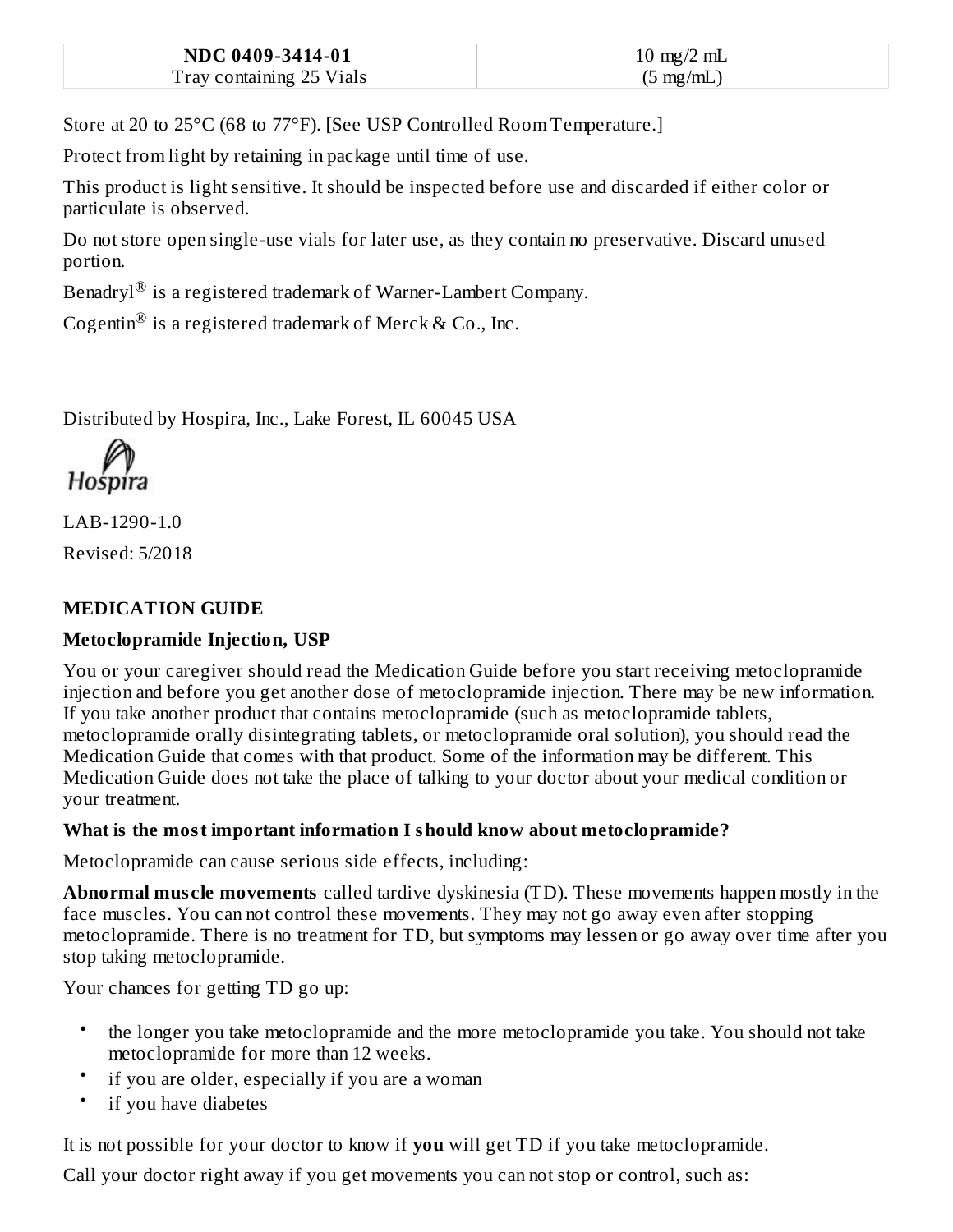| NDC 0409-3414-01<br>Tray containing 25 Vials | 10 mg/2 mL<br>(5 mg/mL) |
| --- | --- |

Store at 20 to 25°C (68 to 77°F). [See USP Controlled Room Temperature.]

Protect from light by retaining in package until time of use.

This product is light sensitive. It should be inspected before use and discarded if either color or particulate is observed.

Do not store open single-use vials for later use, as they contain no preservative. Discard unused portion.

Benadryl® is a registered trademark of Warner-Lambert Company.

Cogentin® is a registered trademark of Merck & Co., Inc.

Distributed by Hospira, Inc., Lake Forest, IL 60045 USA

Hospira

LAB-1290-1.0

Revised: 5/2018

## MEDICATION GUIDE

**Metoclopramide Injection, USP**

You or your caregiver should read the Medication Guide before you start receiving metoclopramide injection and before you get another dose of metoclopramide injection. There may be new information. If you take another product that contains metoclopramide (such as metoclopramide tablets, metoclopramide orally disintegrating tablets, or metoclopramide oral solution), you should read the Medication Guide that comes with that product. Some of the information may be different. This Medication Guide does not take the place of talking to your doctor about your medical condition or your treatment.

**What is the most important information I should know about metoclopramide?**

Metoclopramide can cause serious side effects, including:

**Abnormal muscle movements** called tardive dyskinesia (TD). These movements happen mostly in the face muscles. You can not control these movements. They may not go away even after stopping metoclopramide. There is no treatment for TD, but symptoms may lessen or go away over time after you stop taking metoclopramide.

Your chances for getting TD go up:

- the longer you take metoclopramide and the more metoclopramide you take. You should not take metoclopramide for more than 12 weeks.
- if you are older, especially if you are a woman
- if you have diabetes

It is not possible for your doctor to know if **you** will get TD if you take metoclopramide.

Call your doctor right away if you get movements you can not stop or control, such as: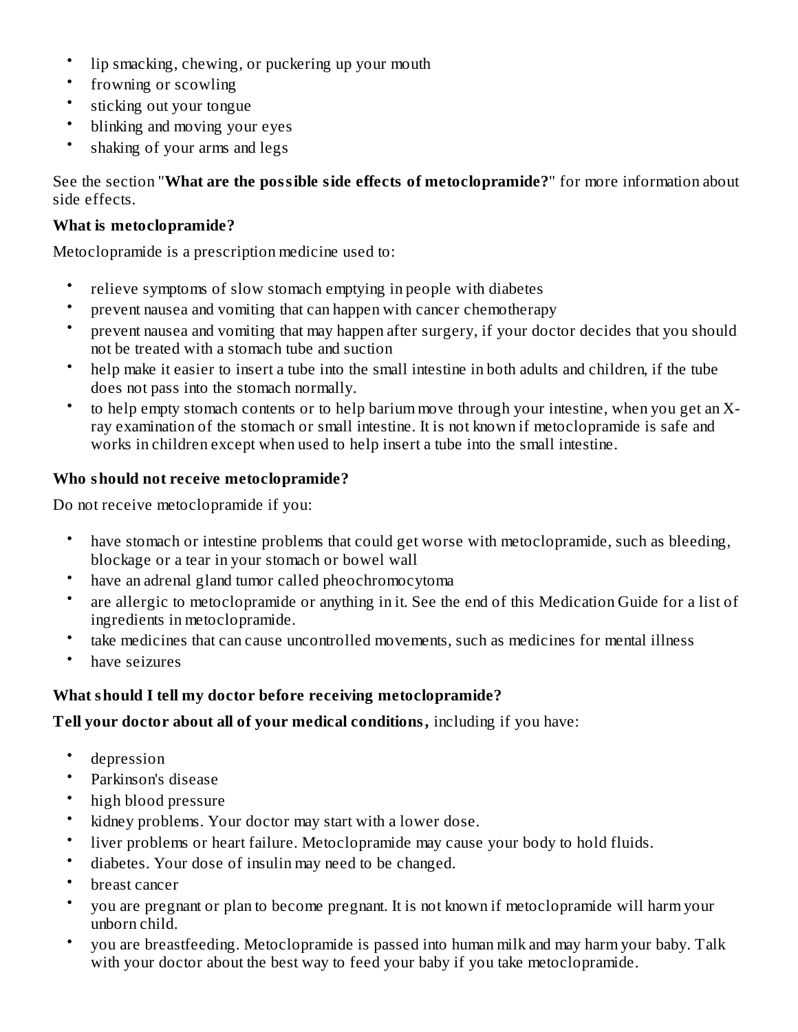- lip smacking, chewing, or puckering up your mouth
- frowning or scowling
- sticking out your tongue
- blinking and moving your eyes
- shaking of your arms and legs

See the section "**What are the possible side effects of metoclopramide?**" for more information about side effects.

**What is metoclopramide?**

Metoclopramide is a prescription medicine used to:

- relieve symptoms of slow stomach emptying in people with diabetes
- prevent nausea and vomiting that can happen with cancer chemotherapy
- prevent nausea and vomiting that may happen after surgery, if your doctor decides that you should not be treated with a stomach tube and suction
- help make it easier to insert a tube into the small intestine in both adults and children, if the tube does not pass into the stomach normally.
- to help empty stomach contents or to help barium move through your intestine, when you get an X-ray examination of the stomach or small intestine. It is not known if metoclopramide is safe and works in children except when used to help insert a tube into the small intestine.

**Who should not receive metoclopramide?**

Do not receive metoclopramide if you:

- have stomach or intestine problems that could get worse with metoclopramide, such as bleeding, blockage or a tear in your stomach or bowel wall
- have an adrenal gland tumor called pheochromocytoma
- are allergic to metoclopramide or anything in it. See the end of this Medication Guide for a list of ingredients in metoclopramide.
- take medicines that can cause uncontrolled movements, such as medicines for mental illness
- have seizures

**What should I tell my doctor before receiving metoclopramide?**

**Tell your doctor about all of your medical conditions,** including if you have:

- depression
- Parkinson's disease
- high blood pressure
- kidney problems. Your doctor may start with a lower dose.
- liver problems or heart failure. Metoclopramide may cause your body to hold fluids.
- diabetes. Your dose of insulin may need to be changed.
- breast cancer
- you are pregnant or plan to become pregnant. It is not known if metoclopramide will harm your unborn child.
- you are breastfeeding. Metoclopramide is passed into human milk and may harm your baby. Talk with your doctor about the best way to feed your baby if you take metoclopramide.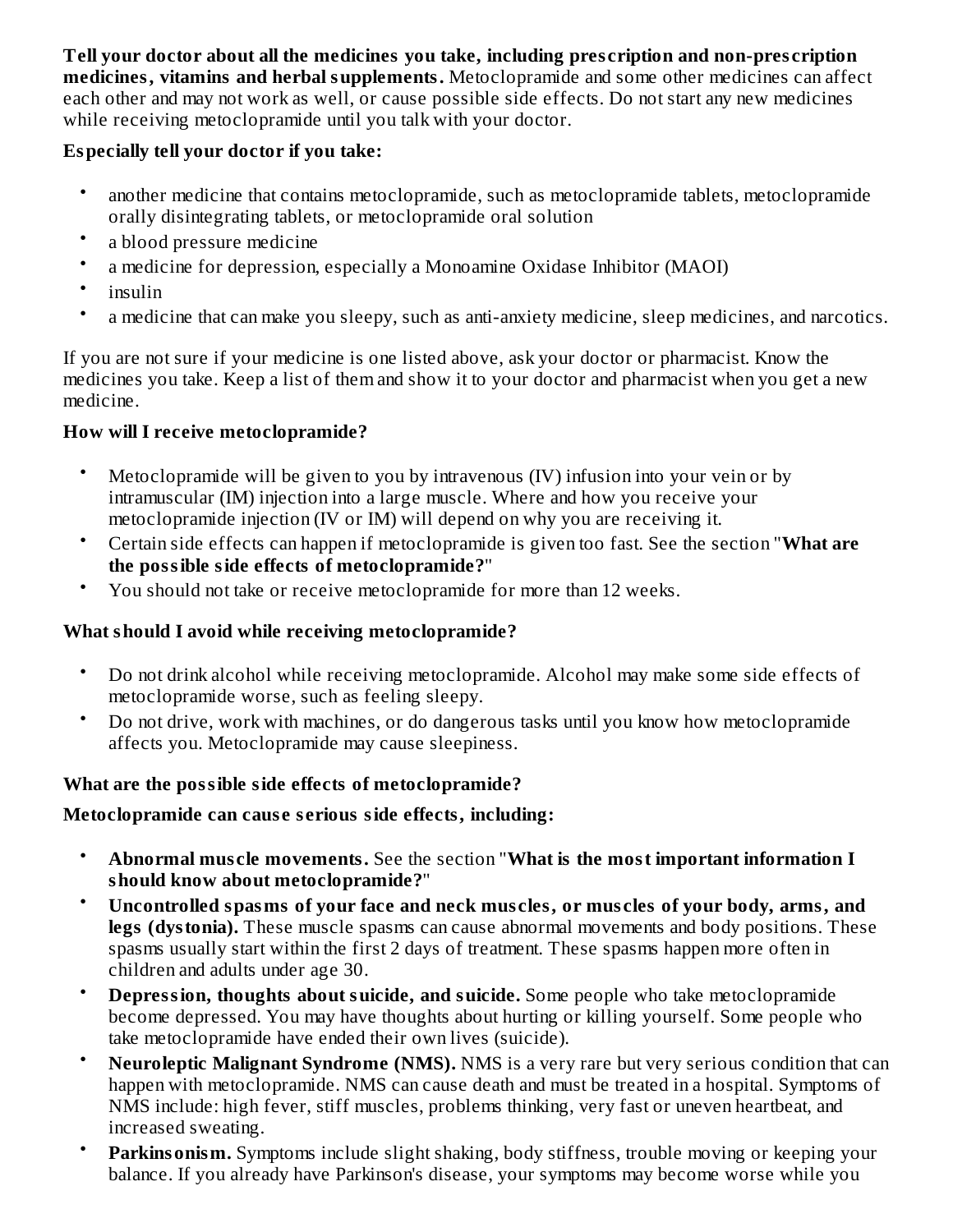**Tell your doctor about all the medicines you take, including prescription and non-prescription medicines, vitamins and herbal supplements.** Metoclopramide and some other medicines can affect each other and may not work as well, or cause possible side effects. Do not start any new medicines while receiving metoclopramide until you talk with your doctor.

**Especially tell your doctor if you take:**

- another medicine that contains metoclopramide, such as metoclopramide tablets, metoclopramide orally disintegrating tablets, or metoclopramide oral solution
- a blood pressure medicine
- a medicine for depression, especially a Monoamine Oxidase Inhibitor (MAOI)
- insulin
- a medicine that can make you sleepy, such as anti-anxiety medicine, sleep medicines, and narcotics.

If you are not sure if your medicine is one listed above, ask your doctor or pharmacist. Know the medicines you take. Keep a list of them and show it to your doctor and pharmacist when you get a new medicine.

**How will I receive metoclopramide?**

- Metoclopramide will be given to you by intravenous (IV) infusion into your vein or by intramuscular (IM) injection into a large muscle. Where and how you receive your metoclopramide injection (IV or IM) will depend on why you are receiving it.
- Certain side effects can happen if metoclopramide is given too fast. See the section "**What are the possible side effects of metoclopramide?**"
- You should not take or receive metoclopramide for more than 12 weeks.

**What should I avoid while receiving metoclopramide?**

- Do not drink alcohol while receiving metoclopramide. Alcohol may make some side effects of metoclopramide worse, such as feeling sleepy.
- Do not drive, work with machines, or do dangerous tasks until you know how metoclopramide affects you. Metoclopramide may cause sleepiness.

**What are the possible side effects of metoclopramide?**

**Metoclopramide can cause serious side effects, including:**

- **Abnormal muscle movements.** See the section "**What is the most important information I should know about metoclopramide?**"
- **Uncontrolled spasms of your face and neck muscles, or muscles of your body, arms, and legs (dystonia).** These muscle spasms can cause abnormal movements and body positions. These spasms usually start within the first 2 days of treatment. These spasms happen more often in children and adults under age 30.
- **Depression, thoughts about suicide, and suicide.** Some people who take metoclopramide become depressed. You may have thoughts about hurting or killing yourself. Some people who take metoclopramide have ended their own lives (suicide).
- **Neuroleptic Malignant Syndrome (NMS).** NMS is a very rare but very serious condition that can happen with metoclopramide. NMS can cause death and must be treated in a hospital. Symptoms of NMS include: high fever, stiff muscles, problems thinking, very fast or uneven heartbeat, and increased sweating.
- **Parkinsonism.** Symptoms include slight shaking, body stiffness, trouble moving or keeping your balance. If you already have Parkinson's disease, your symptoms may become worse while you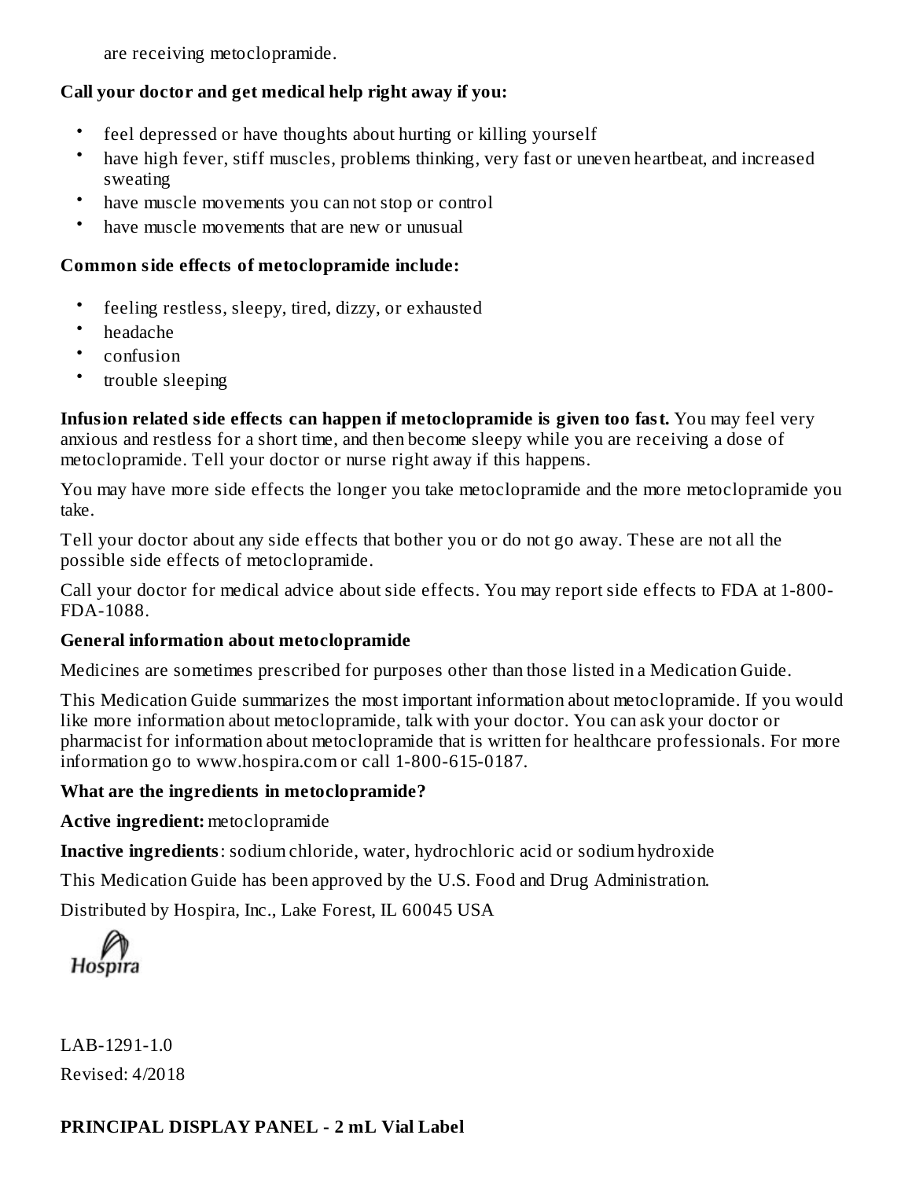are receiving metoclopramide.

**Call your doctor and get medical help right away if you:**

- feel depressed or have thoughts about hurting or killing yourself
- have high fever, stiff muscles, problems thinking, very fast or uneven heartbeat, and increased sweating
- have muscle movements you can not stop or control
- have muscle movements that are new or unusual

**Common side effects of metoclopramide include:**

- feeling restless, sleepy, tired, dizzy, or exhausted
- headache
- confusion
- trouble sleeping

**Infusion related side effects can happen if metoclopramide is given too fast.** You may feel very anxious and restless for a short time, and then become sleepy while you are receiving a dose of metoclopramide. Tell your doctor or nurse right away if this happens.

You may have more side effects the longer you take metoclopramide and the more metoclopramide you take.

Tell your doctor about any side effects that bother you or do not go away. These are not all the possible side effects of metoclopramide.

Call your doctor for medical advice about side effects. You may report side effects to FDA at 1-800-FDA-1088.

**General information about metoclopramide**

Medicines are sometimes prescribed for purposes other than those listed in a Medication Guide.

This Medication Guide summarizes the most important information about metoclopramide. If you would like more information about metoclopramide, talk with your doctor. You can ask your doctor or pharmacist for information about metoclopramide that is written for healthcare professionals. For more information go to www.hospira.com or call 1-800-615-0187.

**What are the ingredients in metoclopramide?**

**Active ingredient:** metoclopramide

**Inactive ingredients**: sodium chloride, water, hydrochloric acid or sodium hydroxide

This Medication Guide has been approved by the U.S. Food and Drug Administration.

Distributed by Hospira, Inc., Lake Forest, IL 60045 USA

Hospira

LAB-1291-1.0

Revised: 4/2018

**PRINCIPAL DISPLAY PANEL - 2 mL Vial Label**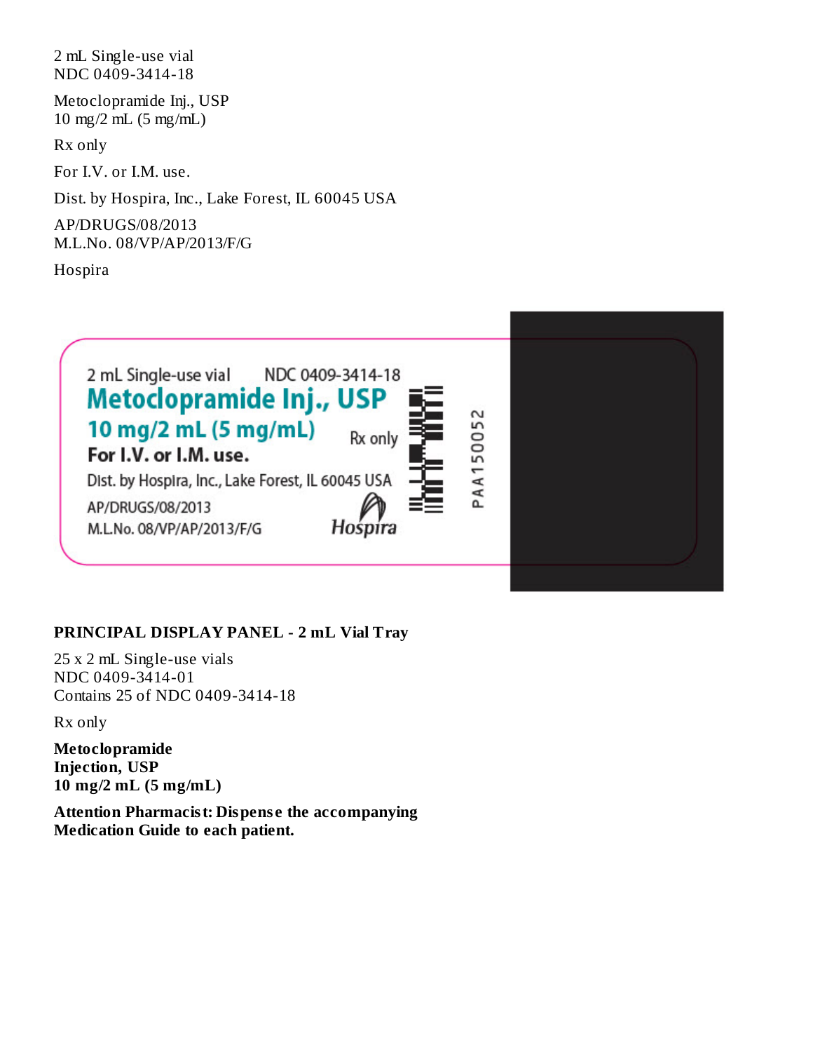2 mL Single-use vial
NDC 0409-3414-18

Metoclopramide Inj., USP
10 mg/2 mL (5 mg/mL)

Rx only

For I.V. or I.M. use.

Dist. by Hospira, Inc., Lake Forest, IL 60045 USA

AP/DRUGS/08/2013
M.L.No. 08/VP/AP/2013/F/G

Hospira

2 mL Single-use vial NDC 0409-3414-18
**Metoclopramide Inj., USP**
**10 mg/2 mL (5 mg/mL)** Rx only
**For I.V. or I.M. use.**
Dist. by Hospira, Inc., Lake Forest, IL 60045 USA
AP/DRUGS/08/2013
M.L.No. 08/VP/AP/2013/F/G Hospira

PAA150052

**PRINCIPAL DISPLAY PANEL - 2 mL Vial Tray**

25 x 2 mL Single-use vials
NDC 0409-3414-01
Contains 25 of NDC 0409-3414-18

Rx only

**Metoclopramide**
**Injection, USP**
**10 mg/2 mL (5 mg/mL)**

**Attention Pharmacist: Dispense the accompanying Medication Guide to each patient.**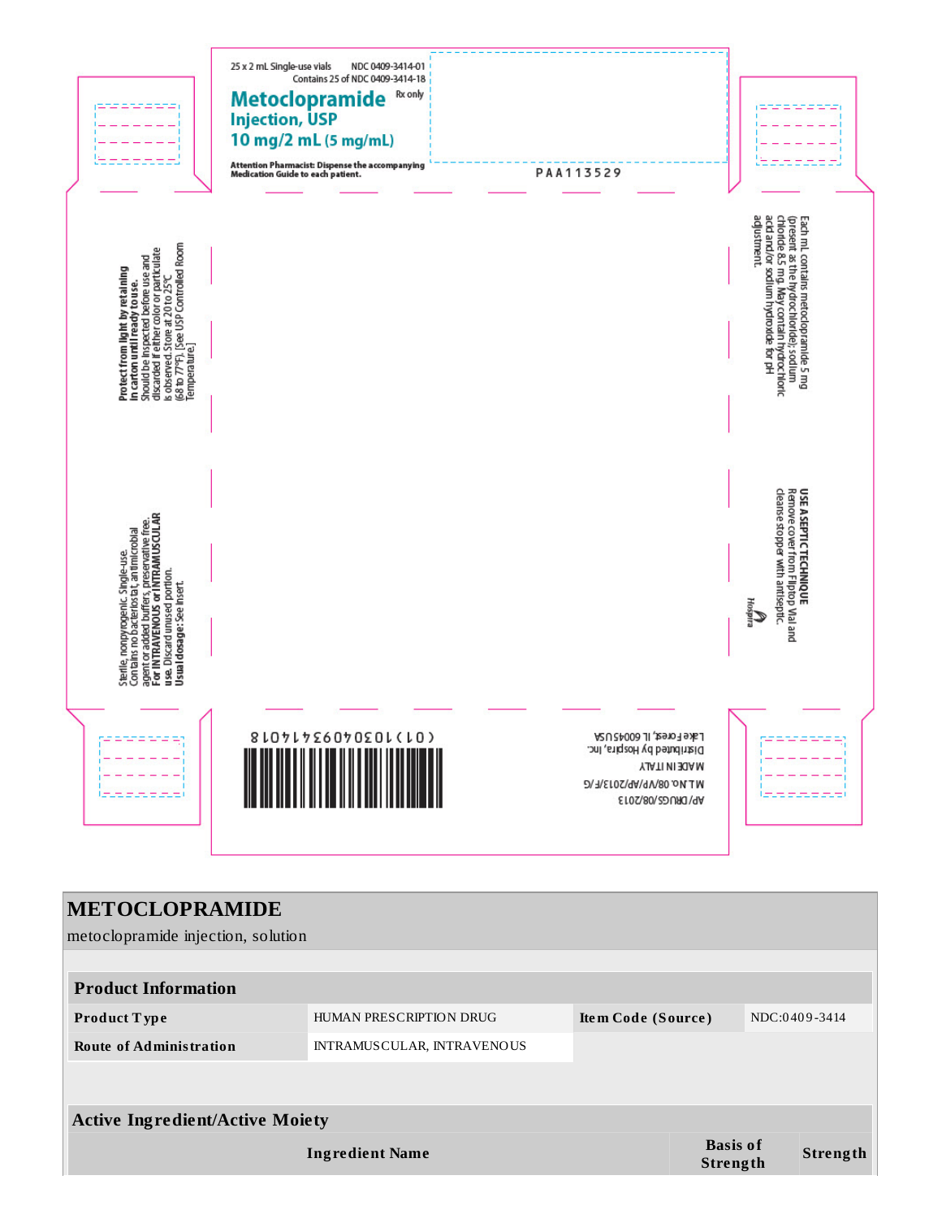25 x 2 mL Single-use vials NDC 0409-3414-01
Contains 25 of NDC 0409-3414-18

**Metoclopramide** Rx only
**Injection, USP**
**10 mg/2 mL (5 mg/mL)**

**Attention Pharmacist: Dispense the accompanying Medication Guide to each patient.**

PAA113529

**Protect from light by retaining in carton until ready to use.** Should be inspected before use and discarded if either color or particulate is observed. Store at 20 to 25°C (68 to 77°F). [See USP Controlled Room Temperature.]

Sterile, nonpyrogenic. Single-use. Contains no bacteriostat, antimicrobial agent or added buffers, preservative free. **For INTRAVENOUS or INTRAMUSCULAR use.** Discard unused portion.
**Usual dosage:** See insert.

Each mL contains metoclopramide 5 mg (present as the hydrochloride); sodium chloride 8.5 mg. May contain hydrochloric acid and/or sodium hydroxide for pH adjustment.

**USE ASEPTIC TECHNIQUE**
Remove cover from Fliptop Vial and cleanse stopper with antiseptic.

Hospira

(01)10304093414018

AP/DRUGS/08/2013
M.L.No.08/VP/AP/2013/F/G
MADE IN ITALY
Distributed by Hospira, Inc.
Lake Forest, IL 60045 USA

# METOCLOPRAMIDE

metoclopramide injection, solution

| Product Information | | | |
|---|---|---|---|
| **Product Type** | HUMAN PRESCRIPTION DRUG | **Item Code (Source)** | NDC:0409-3414 |
| **Route of Administration** | INTRAMUSCULAR, INTRAVENOUS | | |

| Active Ingredient/Active Moiety | | |
|---|---|---|
| **Ingredient Name** | **Basis of Strength** | **Strength** |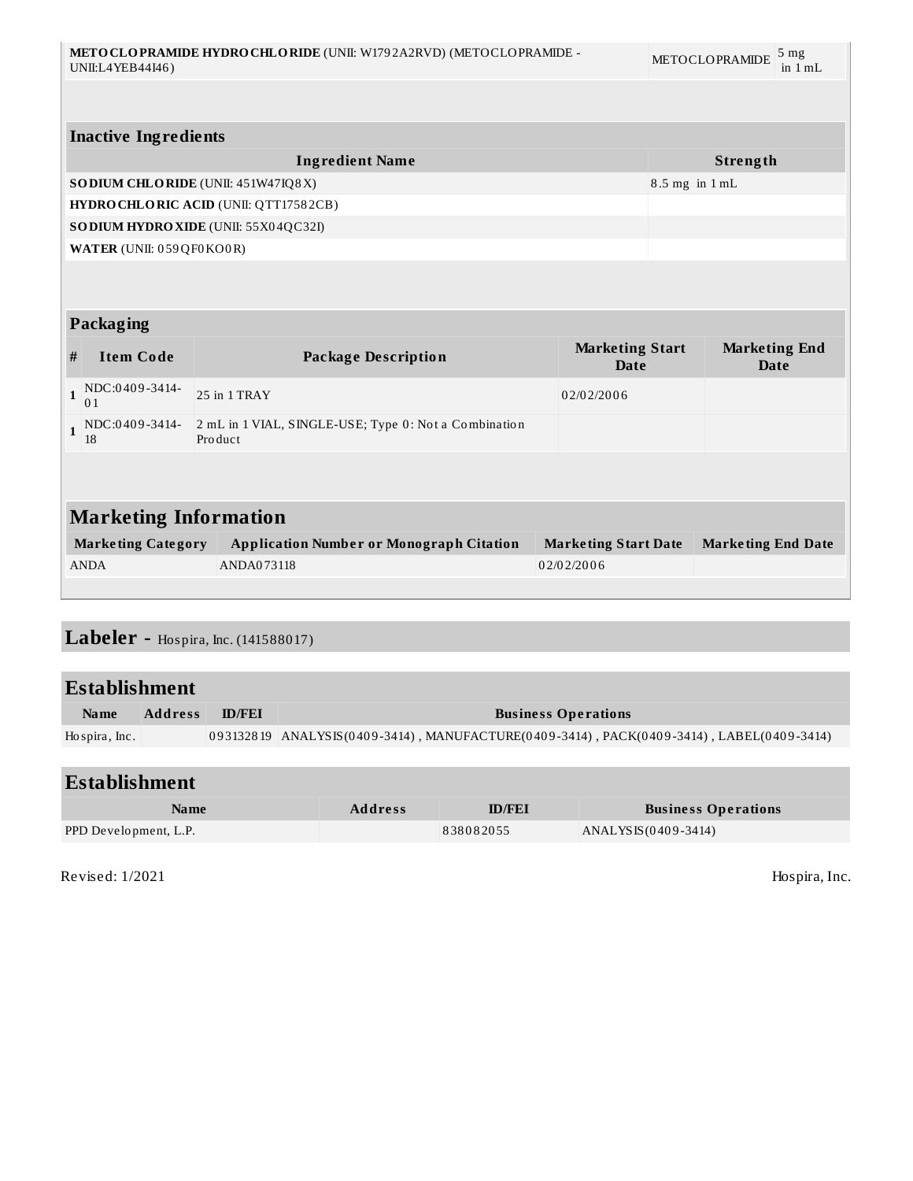| | | |
|---|---|---|
| **METOCLOPRAMIDE HYDROCHLORIDE** (UNII: W1792A2RVD) (METOCLOPRAMIDE - UNII:L4YEB44I46) | METOCLOPRAMIDE | 5 mg in 1 mL |

| Inactive Ingredients | |
|---|---|
| **Ingredient Name** | **Strength** |
| **SODIUM CHLORIDE** (UNII: 451W47IQ8X) | 8.5 mg in 1 mL |
| **HYDROCHLORIC ACID** (UNII: QTT17582CB) | |
| **SODIUM HYDROXIDE** (UNII: 55X04QC32I) | |
| **WATER** (UNII: 059QF0KO0R) | |

| Packaging | | | | |
|---|---|---|---|---|
| **#** | **Item Code** | **Package Description** | **Marketing Start Date** | **Marketing End Date** |
| **1** | NDC:0409-3414-01 | 25 in 1 TRAY | 02/02/2006 | |
| **1** | NDC:0409-3414-18 | 2 mL in 1 VIAL, SINGLE-USE; Type 0: Not a Combination Product | | |

| Marketing Information | | | |
|---|---|---|---|
| **Marketing Category** | **Application Number or Monograph Citation** | **Marketing Start Date** | **Marketing End Date** |
| ANDA | ANDA073118 | 02/02/2006 | |

## Labeler - Hospira, Inc. (141588017)

| Establishment | | | |
|---|---|---|---|
| **Name** | **Address** | **ID/FEI** | **Business Operations** |
| Hospira, Inc. | | 093132819 | ANALYSIS(0409-3414) , MANUFACTURE(0409-3414) , PACK(0409-3414) , LABEL(0409-3414) |

| Establishment | | | |
|---|---|---|---|
| **Name** | **Address** | **ID/FEI** | **Business Operations** |
| PPD Development, L.P. | | 838082055 | ANALYSIS(0409-3414) |

Revised: 1/2021

Hospira, Inc.